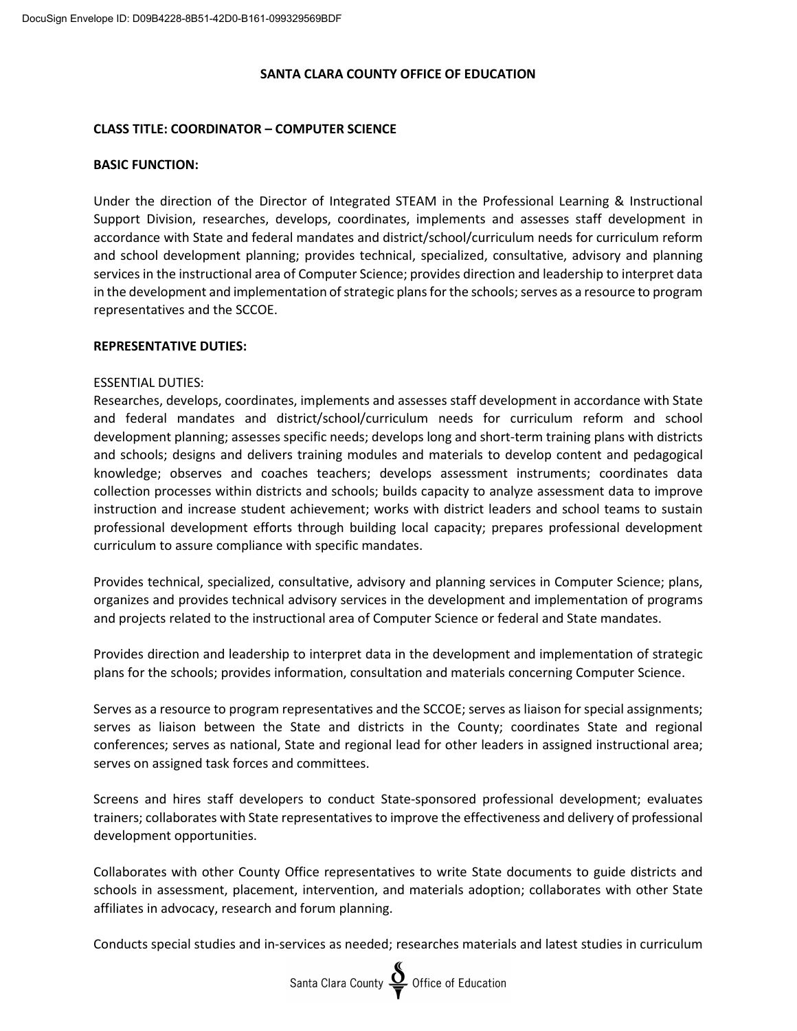**SANTA CLARA COUNTY OFFICE OF EDUCATION**

**CLASS TITLE: COORDINATOR – COMPUTER SCIENCE**

**BASIC FUNCTION:**

Under the direction of the Director of Integrated STEAM in the Professional Learning & Instructional Support Division, researches, develops, coordinates, implements and assesses staff development in accordance with State and federal mandates and district/school/curriculum needs for curriculum reform and school development planning; provides technical, specialized, consultative, advisory and planning services in the instructional area of Computer Science; provides direction and leadership to interpret data in the development and implementation of strategic plans for the schools; serves as a resource to program representatives and the SCCOE.

**REPRESENTATIVE DUTIES:**

ESSENTIAL DUTIES:
Researches, develops, coordinates, implements and assesses staff development in accordance with State and federal mandates and district/school/curriculum needs for curriculum reform and school development planning; assesses specific needs; develops long and short-term training plans with districts and schools; designs and delivers training modules and materials to develop content and pedagogical knowledge; observes and coaches teachers; develops assessment instruments; coordinates data collection processes within districts and schools; builds capacity to analyze assessment data to improve instruction and increase student achievement; works with district leaders and school teams to sustain professional development efforts through building local capacity; prepares professional development curriculum to assure compliance with specific mandates.

Provides technical, specialized, consultative, advisory and planning services in Computer Science; plans, organizes and provides technical advisory services in the development and implementation of programs and projects related to the instructional area of Computer Science or federal and State mandates.

Provides direction and leadership to interpret data in the development and implementation of strategic plans for the schools; provides information, consultation and materials concerning Computer Science.

Serves as a resource to program representatives and the SCCOE; serves as liaison for special assignments; serves as liaison between the State and districts in the County; coordinates State and regional conferences; serves as national, State and regional lead for other leaders in assigned instructional area; serves on assigned task forces and committees.

Screens and hires staff developers to conduct State-sponsored professional development; evaluates trainers; collaborates with State representatives to improve the effectiveness and delivery of professional development opportunities.

Collaborates with other County Office representatives to write State documents to guide districts and schools in assessment, placement, intervention, and materials adoption; collaborates with other State affiliates in advocacy, research and forum planning.

Conducts special studies and in-services as needed; researches materials and latest studies in curriculum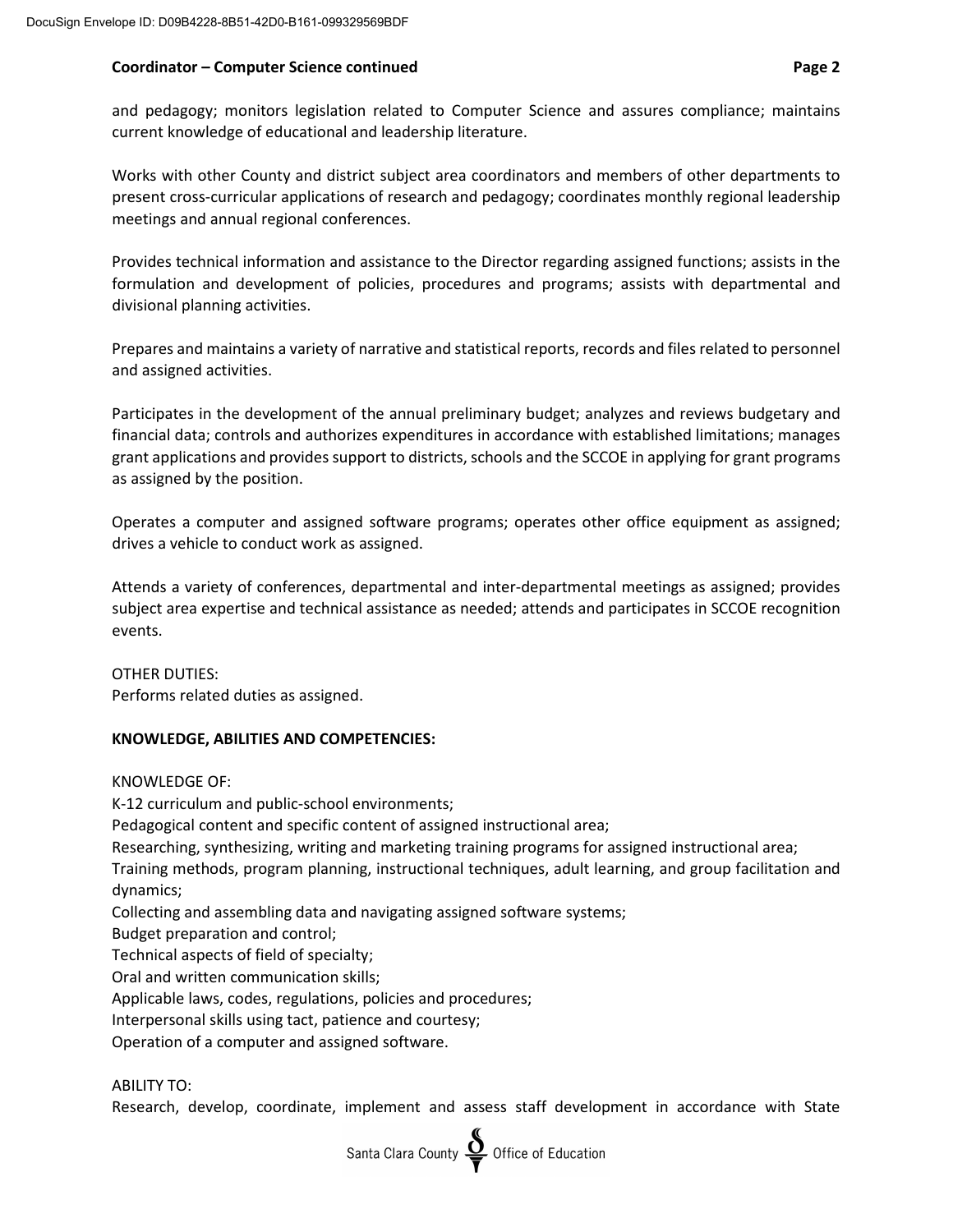and pedagogy; monitors legislation related to Computer Science and assures compliance; maintains current knowledge of educational and leadership literature.

Works with other County and district subject area coordinators and members of other departments to present cross-curricular applications of research and pedagogy; coordinates monthly regional leadership meetings and annual regional conferences.

Provides technical information and assistance to the Director regarding assigned functions; assists in the formulation and development of policies, procedures and programs; assists with departmental and divisional planning activities.

Prepares and maintains a variety of narrative and statistical reports, records and files related to personnel and assigned activities.

Participates in the development of the annual preliminary budget; analyzes and reviews budgetary and financial data; controls and authorizes expenditures in accordance with established limitations; manages grant applications and provides support to districts, schools and the SCCOE in applying for grant programs as assigned by the position.

Operates a computer and assigned software programs; operates other office equipment as assigned; drives a vehicle to conduct work as assigned.

Attends a variety of conferences, departmental and inter-departmental meetings as assigned; provides subject area expertise and technical assistance as needed; attends and participates in SCCOE recognition events.

OTHER DUTIES:
Performs related duties as assigned.

**KNOWLEDGE, ABILITIES AND COMPETENCIES:**

KNOWLEDGE OF:
K-12 curriculum and public-school environments;
Pedagogical content and specific content of assigned instructional area;
Researching, synthesizing, writing and marketing training programs for assigned instructional area;
Training methods, program planning, instructional techniques, adult learning, and group facilitation and dynamics;
Collecting and assembling data and navigating assigned software systems;
Budget preparation and control;
Technical aspects of field of specialty;
Oral and written communication skills;
Applicable laws, codes, regulations, policies and procedures;
Interpersonal skills using tact, patience and courtesy;
Operation of a computer and assigned software.

ABILITY TO:
Research, develop, coordinate, implement and assess staff development in accordance with State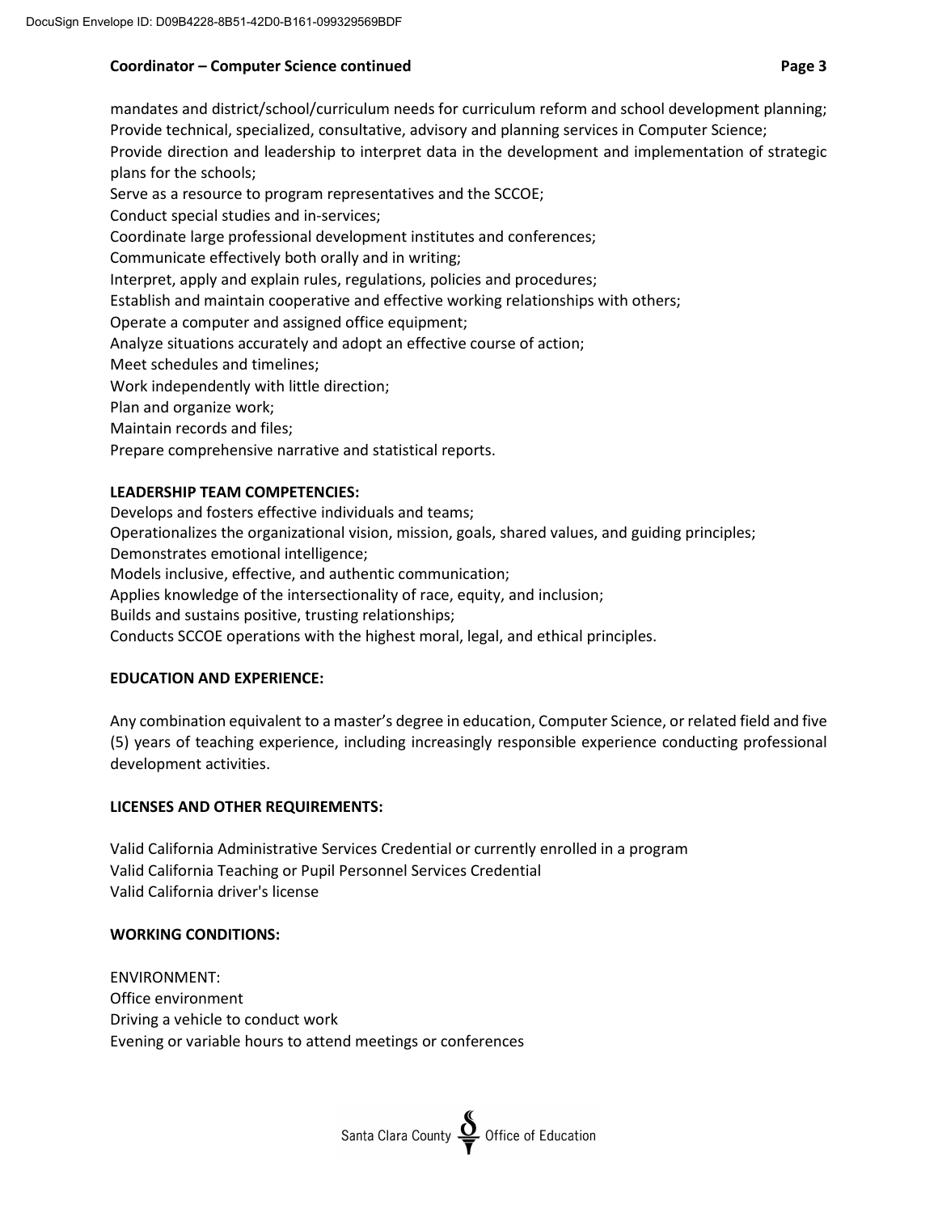mandates and district/school/curriculum needs for curriculum reform and school development planning;
Provide technical, specialized, consultative, advisory and planning services in Computer Science;
Provide direction and leadership to interpret data in the development and implementation of strategic plans for the schools;
Serve as a resource to program representatives and the SCCOE;
Conduct special studies and in-services;
Coordinate large professional development institutes and conferences;
Communicate effectively both orally and in writing;
Interpret, apply and explain rules, regulations, policies and procedures;
Establish and maintain cooperative and effective working relationships with others;
Operate a computer and assigned office equipment;
Analyze situations accurately and adopt an effective course of action;
Meet schedules and timelines;
Work independently with little direction;
Plan and organize work;
Maintain records and files;
Prepare comprehensive narrative and statistical reports.

**LEADERSHIP TEAM COMPETENCIES:**

Develops and fosters effective individuals and teams;
Operationalizes the organizational vision, mission, goals, shared values, and guiding principles;
Demonstrates emotional intelligence;
Models inclusive, effective, and authentic communication;
Applies knowledge of the intersectionality of race, equity, and inclusion;
Builds and sustains positive, trusting relationships;
Conducts SCCOE operations with the highest moral, legal, and ethical principles.

**EDUCATION AND EXPERIENCE:**

Any combination equivalent to a master's degree in education, Computer Science, or related field and five (5) years of teaching experience, including increasingly responsible experience conducting professional development activities.

**LICENSES AND OTHER REQUIREMENTS:**

Valid California Administrative Services Credential or currently enrolled in a program
Valid California Teaching or Pupil Personnel Services Credential
Valid California driver's license

**WORKING CONDITIONS:**

ENVIRONMENT:
Office environment
Driving a vehicle to conduct work
Evening or variable hours to attend meetings or conferences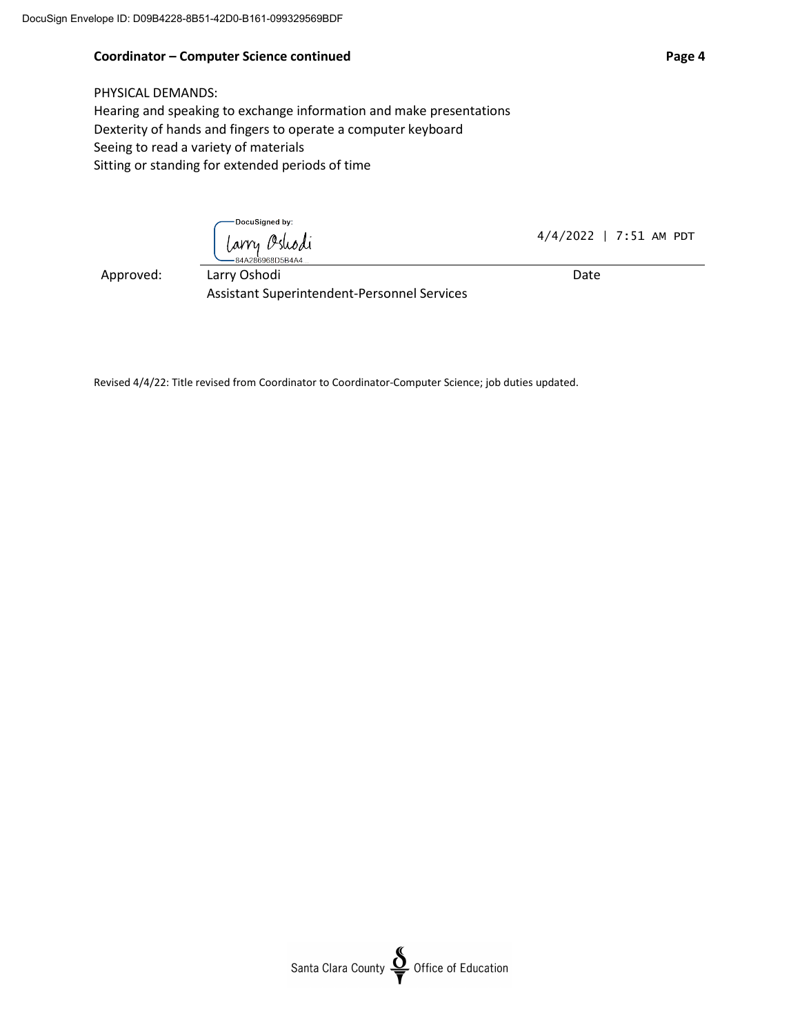PHYSICAL DEMANDS:

Hearing and speaking to exchange information and make presentations

Dexterity of hands and fingers to operate a computer keyboard

Seeing to read a variety of materials

Sitting or standing for extended periods of time

DocuSigned by:

Larry Oshodi

84A286968D5B4A4

4/4/2022 | 7:51 AM PDT

Approved: Larry Oshodi Date

Assistant Superintendent-Personnel Services

Revised 4/4/22: Title revised from Coordinator to Coordinator-Computer Science; job duties updated.